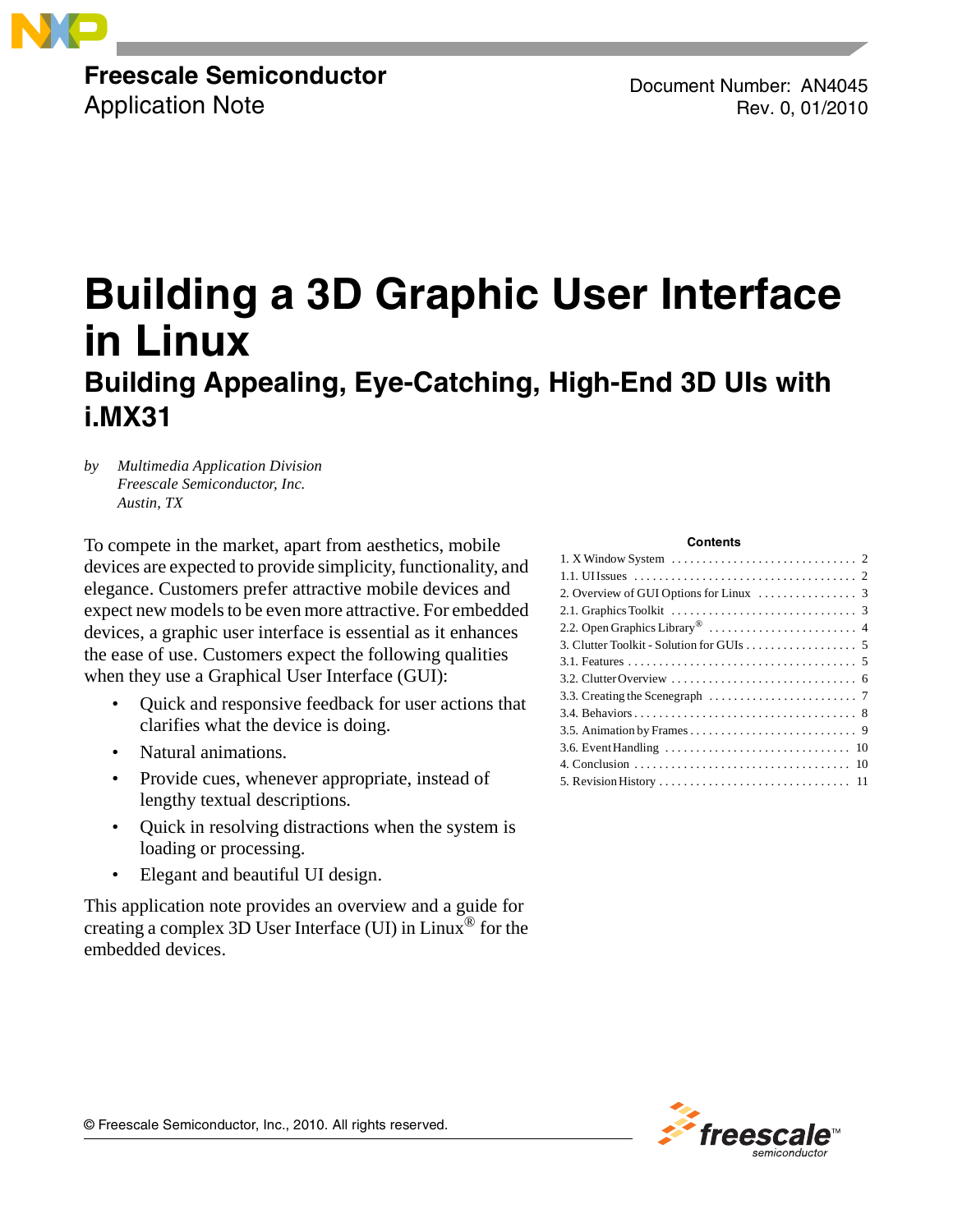**Freescale Semiconductor**
Application Note

Document Number: AN4045
Rev. 0, 01/2010

# Building a 3D Graphic User Interface in Linux

## Building Appealing, Eye-Catching, High-End 3D UIs with i.MX31

*by Multimedia Application Division*
*Freescale Semiconductor, Inc.*
*Austin, TX*

To compete in the market, apart from aesthetics, mobile devices are expected to provide simplicity, functionality, and elegance. Customers prefer attractive mobile devices and expect new models to be even more attractive. For embedded devices, a graphic user interface is essential as it enhances the ease of use. Customers expect the following qualities when they use a Graphical User Interface (GUI):

- Quick and responsive feedback for user actions that clarifies what the device is doing.
- Natural animations.
- Provide cues, whenever appropriate, instead of lengthy textual descriptions.
- Quick in resolving distractions when the system is loading or processing.
- Elegant and beautiful UI design.

This application note provides an overview and a guide for creating a complex 3D User Interface (UI) in Linux® for the embedded devices.

**Contents**

1. X Window System . . . . . . . . . . 2
1.1. UI Issues . . . . . . . . . . 2
2. Overview of GUI Options for Linux . . . . . . . . . . 3
2.1. Graphics Toolkit . . . . . . . . . . 3
2.2. Open Graphics Library® . . . . . . . . . . 4
3. Clutter Toolkit - Solution for GUIs . . . . . . . . . . 5
3.1. Features . . . . . . . . . . 5
3.2. Clutter Overview . . . . . . . . . . 6
3.3. Creating the Scenegraph . . . . . . . . . . 7
3.4. Behaviors . . . . . . . . . . 8
3.5. Animation by Frames . . . . . . . . . . 9
3.6. Event Handling . . . . . . . . . . 10
4. Conclusion . . . . . . . . . . 10
5. Revision History . . . . . . . . . . 11

© Freescale Semiconductor, Inc., 2010. All rights reserved.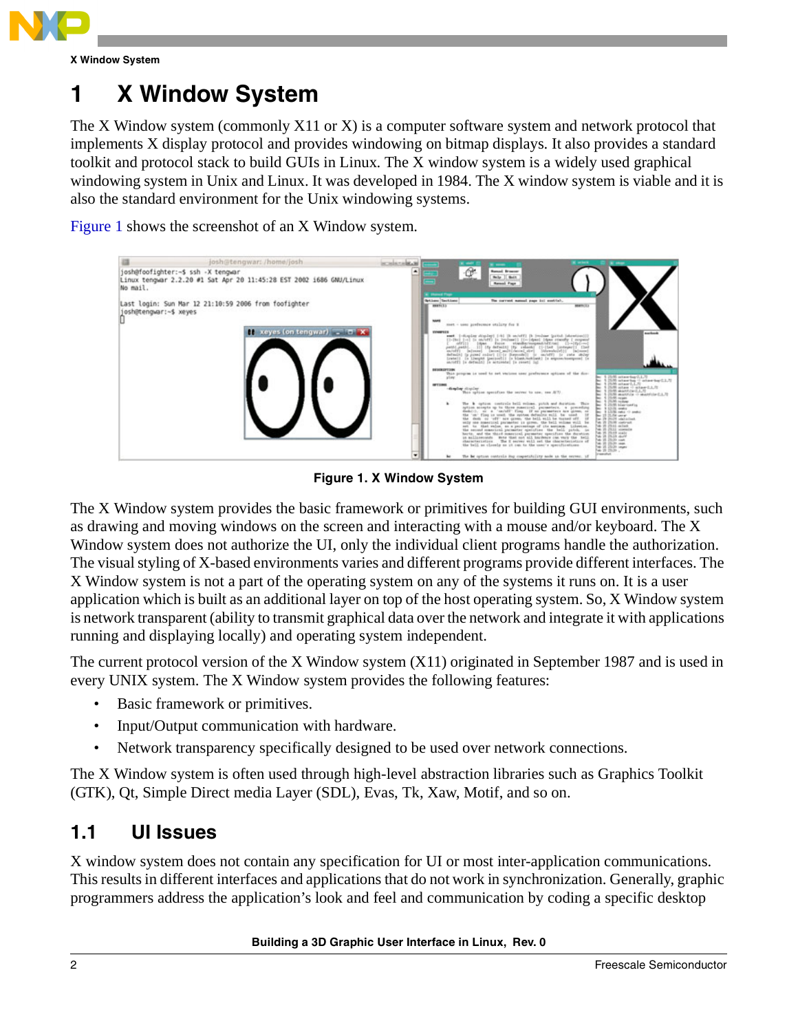# 1 X Window System

The X Window system (commonly X11 or X) is a computer software system and network protocol that implements X display protocol and provides windowing on bitmap displays. It also provides a standard toolkit and protocol stack to build GUIs in Linux. The X window system is a widely used graphical windowing system in Unix and Linux. It was developed in 1984. The X window system is viable and it is also the standard environment for the Unix windowing systems.

Figure 1 shows the screenshot of an X Window system.

**Figure 1. X Window System**

The X Window system provides the basic framework or primitives for building GUI environments, such as drawing and moving windows on the screen and interacting with a mouse and/or keyboard. The X Window system does not authorize the UI, only the individual client programs handle the authorization. The visual styling of X-based environments varies and different programs provide different interfaces. The X Window system is not a part of the operating system on any of the systems it runs on. It is a user application which is built as an additional layer on top of the host operating system. So, X Window system is network transparent (ability to transmit graphical data over the network and integrate it with applications running and displaying locally) and operating system independent.

The current protocol version of the X Window system (X11) originated in September 1987 and is used in every UNIX system. The X Window system provides the following features:

- Basic framework or primitives.
- Input/Output communication with hardware.
- Network transparency specifically designed to be used over network connections.

The X Window system is often used through high-level abstraction libraries such as Graphics Toolkit (GTK), Qt, Simple Direct media Layer (SDL), Evas, Tk, Xaw, Motif, and so on.

## 1.1 UI Issues

X window system does not contain any specification for UI or most inter-application communications. This results in different interfaces and applications that do not work in synchronization. Generally, graphic programmers address the application's look and feel and communication by coding a specific desktop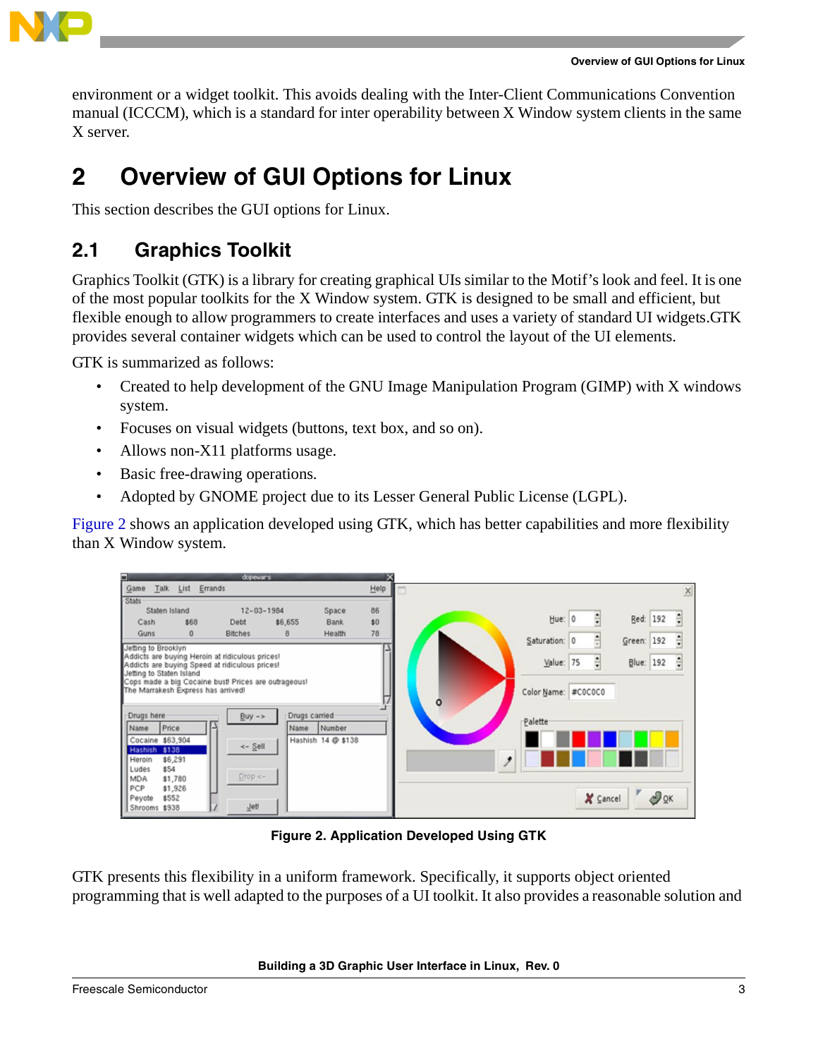environment or a widget toolkit. This avoids dealing with the Inter-Client Communications Convention manual (ICCCM), which is a standard for inter operability between X Window system clients in the same X server.

# 2 Overview of GUI Options for Linux

This section describes the GUI options for Linux.

## 2.1 Graphics Toolkit

Graphics Toolkit (GTK) is a library for creating graphical UIs similar to the Motif's look and feel. It is one of the most popular toolkits for the X Window system. GTK is designed to be small and efficient, but flexible enough to allow programmers to create interfaces and uses a variety of standard UI widgets.GTK provides several container widgets which can be used to control the layout of the UI elements.

GTK is summarized as follows:

- Created to help development of the GNU Image Manipulation Program (GIMP) with X windows system.
- Focuses on visual widgets (buttons, text box, and so on).
- Allows non-X11 platforms usage.
- Basic free-drawing operations.
- Adopted by GNOME project due to its Lesser General Public License (LGPL).

Figure 2 shows an application developed using GTK, which has better capabilities and more flexibility than X Window system.

**Figure 2. Application Developed Using GTK**

GTK presents this flexibility in a uniform framework. Specifically, it supports object oriented programming that is well adapted to the purposes of a UI toolkit. It also provides a reasonable solution and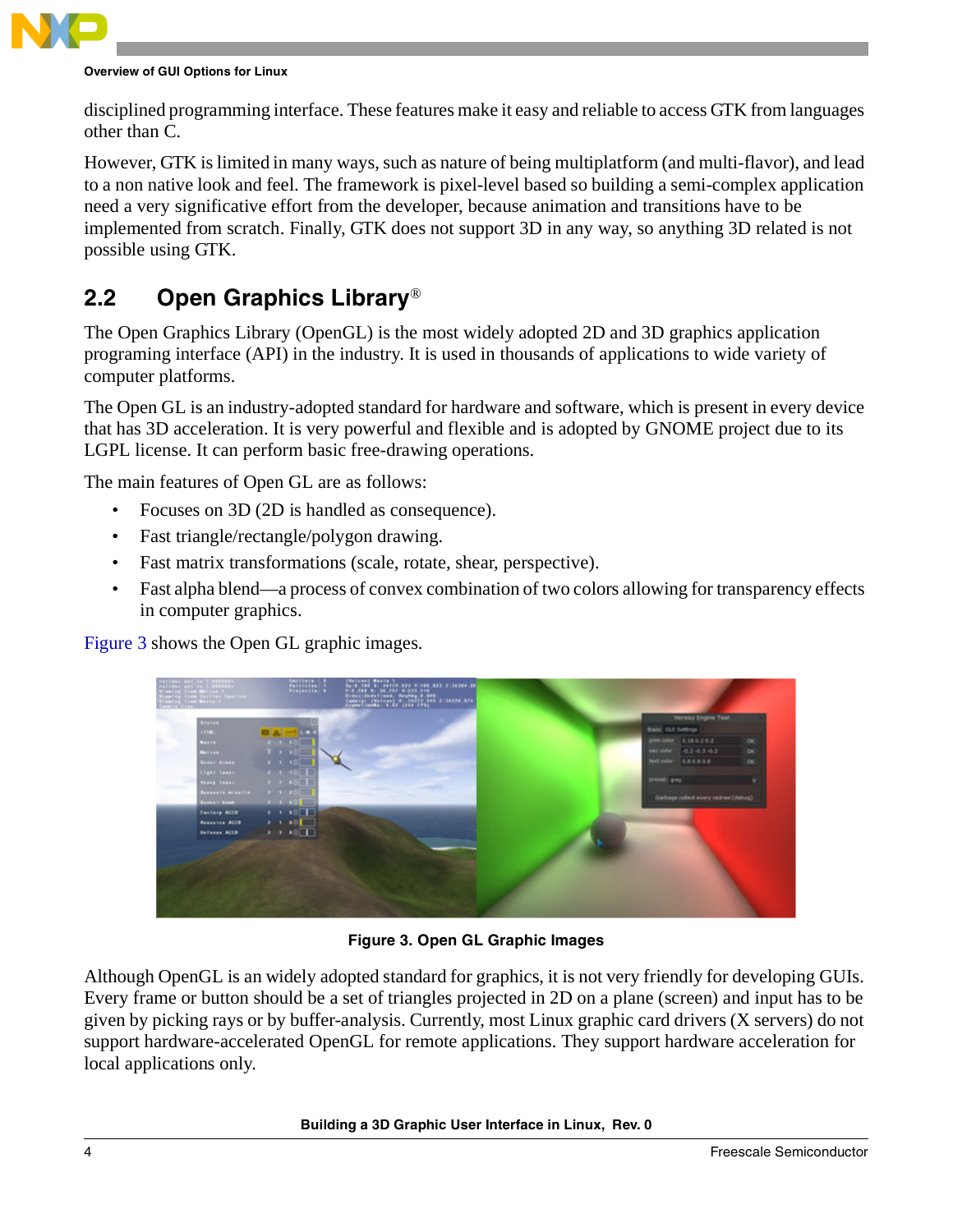disciplined programming interface. These features make it easy and reliable to access GTK from languages other than C.

However, GTK is limited in many ways, such as nature of being multiplatform (and multi-flavor), and lead to a non native look and feel. The framework is pixel-level based so building a semi-complex application need a very significative effort from the developer, because animation and transitions have to be implemented from scratch. Finally, GTK does not support 3D in any way, so anything 3D related is not possible using GTK.

## 2.2 Open Graphics Library®

The Open Graphics Library (OpenGL) is the most widely adopted 2D and 3D graphics application programing interface (API) in the industry. It is used in thousands of applications to wide variety of computer platforms.

The Open GL is an industry-adopted standard for hardware and software, which is present in every device that has 3D acceleration. It is very powerful and flexible and is adopted by GNOME project due to its LGPL license. It can perform basic free-drawing operations.

The main features of Open GL are as follows:

- Focuses on 3D (2D is handled as consequence).
- Fast triangle/rectangle/polygon drawing.
- Fast matrix transformations (scale, rotate, shear, perspective).
- Fast alpha blend—a process of convex combination of two colors allowing for transparency effects in computer graphics.

Figure 3 shows the Open GL graphic images.

**Figure 3. Open GL Graphic Images**

Although OpenGL is an widely adopted standard for graphics, it is not very friendly for developing GUIs. Every frame or button should be a set of triangles projected in 2D on a plane (screen) and input has to be given by picking rays or by buffer-analysis. Currently, most Linux graphic card drivers (X servers) do not support hardware-accelerated OpenGL for remote applications. They support hardware acceleration for local applications only.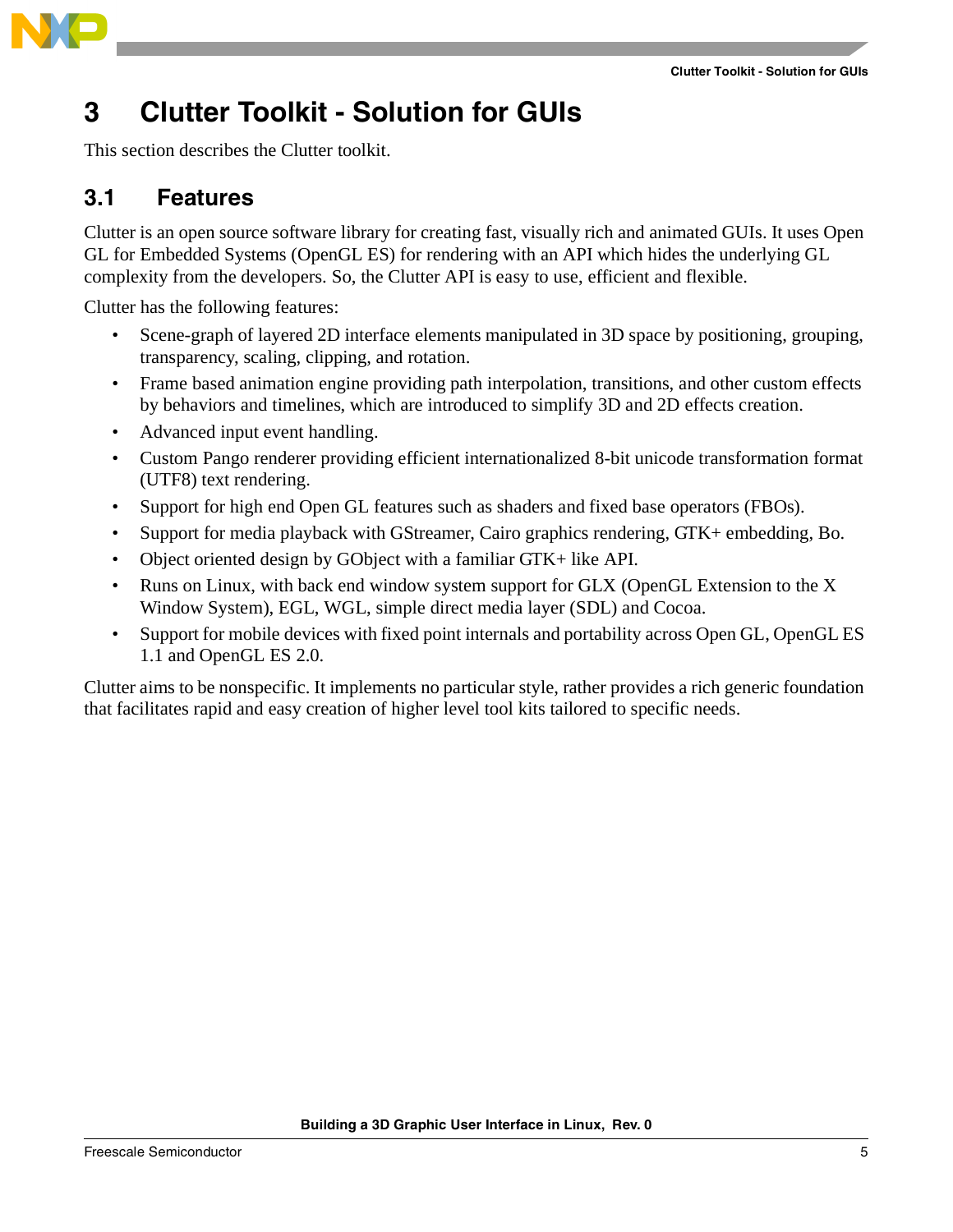# 3 Clutter Toolkit - Solution for GUIs

This section describes the Clutter toolkit.

## 3.1 Features

Clutter is an open source software library for creating fast, visually rich and animated GUIs. It uses Open GL for Embedded Systems (OpenGL ES) for rendering with an API which hides the underlying GL complexity from the developers. So, the Clutter API is easy to use, efficient and flexible.

Clutter has the following features:

- Scene-graph of layered 2D interface elements manipulated in 3D space by positioning, grouping, transparency, scaling, clipping, and rotation.
- Frame based animation engine providing path interpolation, transitions, and other custom effects by behaviors and timelines, which are introduced to simplify 3D and 2D effects creation.
- Advanced input event handling.
- Custom Pango renderer providing efficient internationalized 8-bit unicode transformation format (UTF8) text rendering.
- Support for high end Open GL features such as shaders and fixed base operators (FBOs).
- Support for media playback with GStreamer, Cairo graphics rendering, GTK+ embedding, Bo.
- Object oriented design by GObject with a familiar GTK+ like API.
- Runs on Linux, with back end window system support for GLX (OpenGL Extension to the X Window System), EGL, WGL, simple direct media layer (SDL) and Cocoa.
- Support for mobile devices with fixed point internals and portability across Open GL, OpenGL ES 1.1 and OpenGL ES 2.0.

Clutter aims to be nonspecific. It implements no particular style, rather provides a rich generic foundation that facilitates rapid and easy creation of higher level tool kits tailored to specific needs.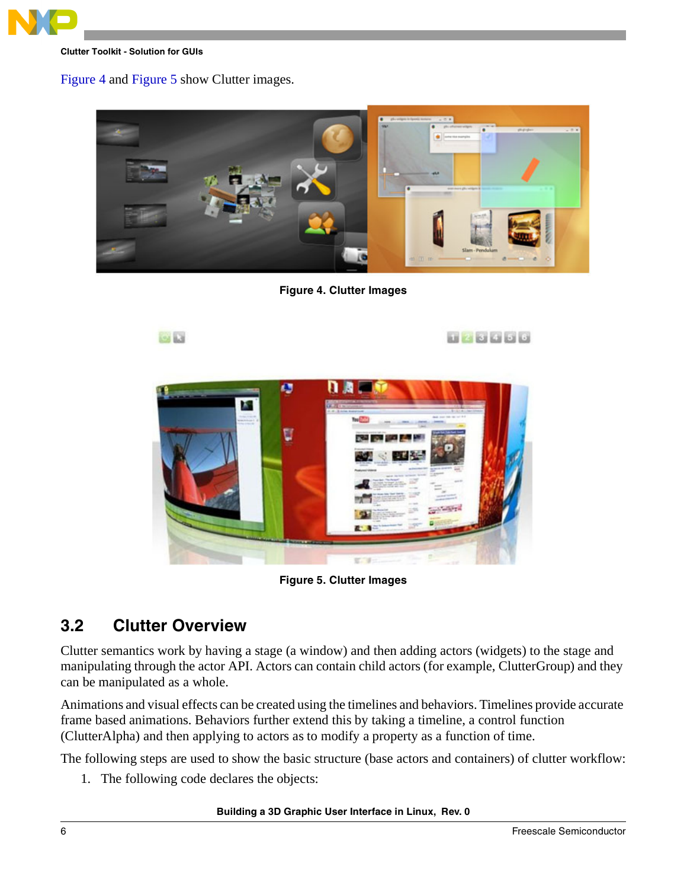Figure 4 and Figure 5 show Clutter images.

Figure 4. Clutter Images

Figure 5. Clutter Images

## 3.2 Clutter Overview

Clutter semantics work by having a stage (a window) and then adding actors (widgets) to the stage and manipulating through the actor API. Actors can contain child actors (for example, ClutterGroup) and they can be manipulated as a whole.

Animations and visual effects can be created using the timelines and behaviors. Timelines provide accurate frame based animations. Behaviors further extend this by taking a timeline, a control function (ClutterAlpha) and then applying to actors as to modify a property as a function of time.

The following steps are used to show the basic structure (base actors and containers) of clutter workflow:

1. The following code declares the objects: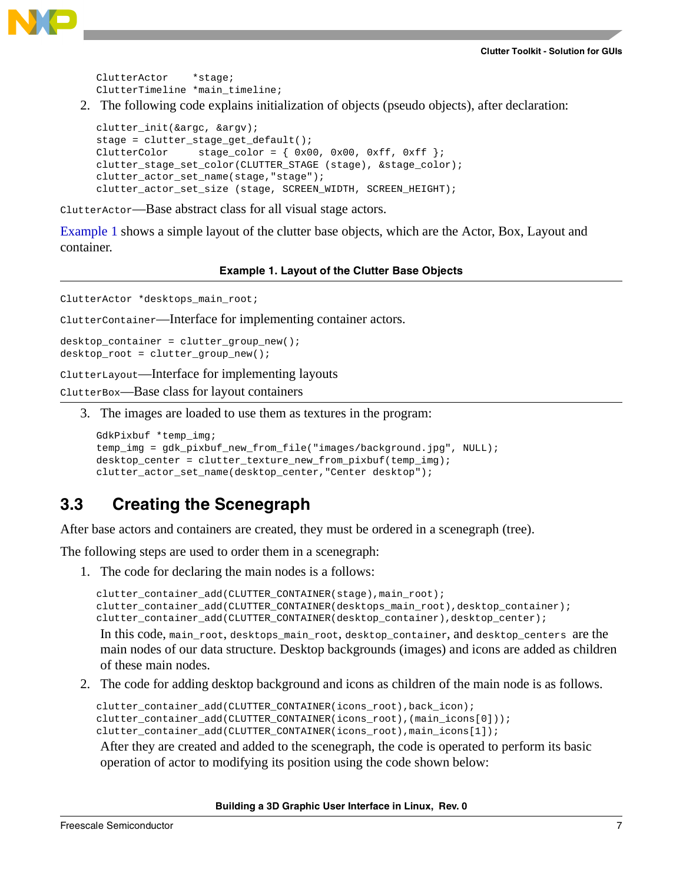```
ClutterActor    *stage;
ClutterTimeline *main_timeline;
```

2. The following code explains initialization of objects (pseudo objects), after declaration:

```
clutter_init(&argc, &argv);
stage = clutter_stage_get_default();
ClutterColor     stage_color = { 0x00, 0x00, 0xff, 0xff };
clutter_stage_set_color(CLUTTER_STAGE (stage), &stage_color);
clutter_actor_set_name(stage,"stage");
clutter_actor_set_size (stage, SCREEN_WIDTH, SCREEN_HEIGHT);
```

`ClutterActor`—Base abstract class for all visual stage actors.

Example 1 shows a simple layout of the clutter base objects, which are the Actor, Box, Layout and container.

**Example 1. Layout of the Clutter Base Objects**

```
ClutterActor *desktops_main_root;
```

`ClutterContainer`—Interface for implementing container actors.

```
desktop_container = clutter_group_new();
desktop_root = clutter_group_new();
```

`ClutterLayout`—Interface for implementing layouts

`ClutterBox`—Base class for layout containers

3. The images are loaded to use them as textures in the program:

```
GdkPixbuf *temp_img;
temp_img = gdk_pixbuf_new_from_file("images/background.jpg", NULL);
desktop_center = clutter_texture_new_from_pixbuf(temp_img);
clutter_actor_set_name(desktop_center,"Center desktop");
```

## 3.3 Creating the Scenegraph

After base actors and containers are created, they must be ordered in a scenegraph (tree).

The following steps are used to order them in a scenegraph:

1. The code for declaring the main nodes is a follows:

```
clutter_container_add(CLUTTER_CONTAINER(stage),main_root);
clutter_container_add(CLUTTER_CONTAINER(desktops_main_root),desktop_container);
clutter_container_add(CLUTTER_CONTAINER(desktop_container),desktop_center);
```

In this code, `main_root`, `desktops_main_root`, `desktop_container`, and `desktop_centers` are the main nodes of our data structure. Desktop backgrounds (images) and icons are added as children of these main nodes.

2. The code for adding desktop background and icons as children of the main node is as follows.

```
clutter_container_add(CLUTTER_CONTAINER(icons_root),back_icon);
clutter_container_add(CLUTTER_CONTAINER(icons_root),(main_icons[0]));
clutter_container_add(CLUTTER_CONTAINER(icons_root),main_icons[1]);
```

After they are created and added to the scenegraph, the code is operated to perform its basic operation of actor to modifying its position using the code shown below: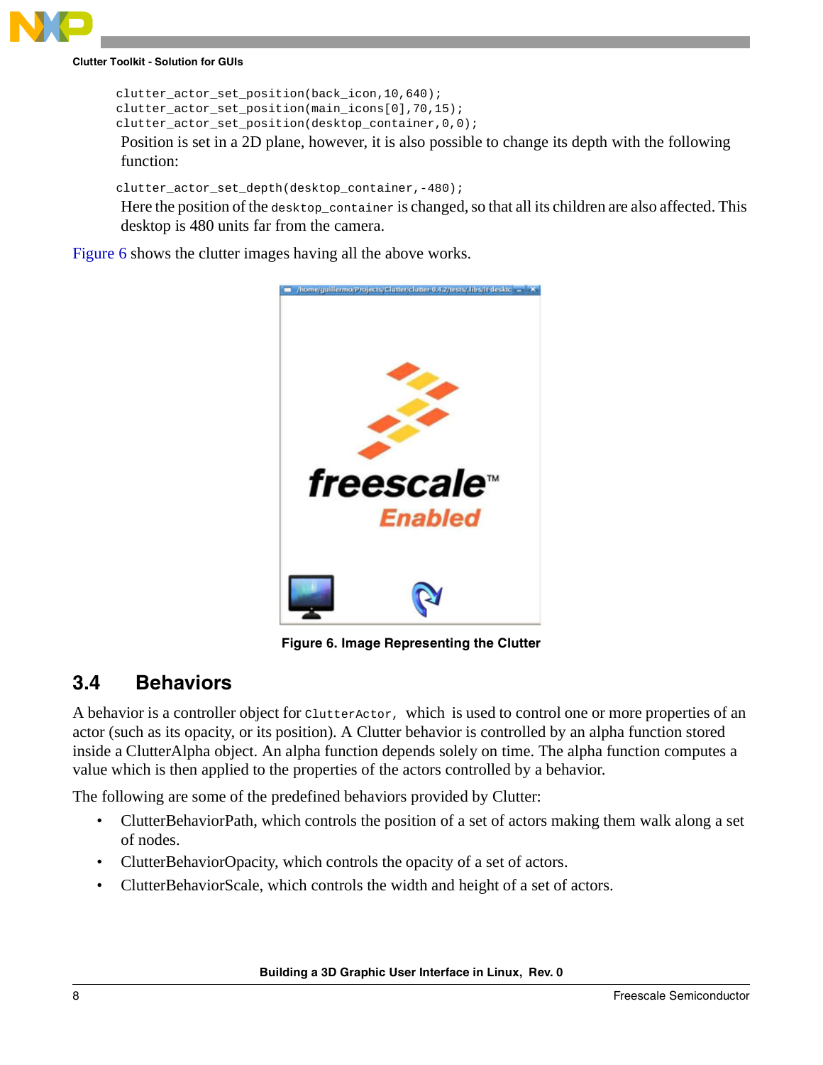```
clutter_actor_set_position(back_icon,10,640);
clutter_actor_set_position(main_icons[0],70,15);
clutter_actor_set_position(desktop_container,0,0);
```

Position is set in a 2D plane, however, it is also possible to change its depth with the following function:

```
clutter_actor_set_depth(desktop_container,-480);
```

Here the position of the `desktop_container` is changed, so that all its children are also affected. This desktop is 480 units far from the camera.

Figure 6 shows the clutter images having all the above works.

Figure 6. Image Representing the Clutter

## 3.4 Behaviors

A behavior is a controller object for `ClutterActor`, which is used to control one or more properties of an actor (such as its opacity, or its position). A Clutter behavior is controlled by an alpha function stored inside a ClutterAlpha object. An alpha function depends solely on time. The alpha function computes a value which is then applied to the properties of the actors controlled by a behavior.

The following are some of the predefined behaviors provided by Clutter:

- ClutterBehaviorPath, which controls the position of a set of actors making them walk along a set of nodes.
- ClutterBehaviorOpacity, which controls the opacity of a set of actors.
- ClutterBehaviorScale, which controls the width and height of a set of actors.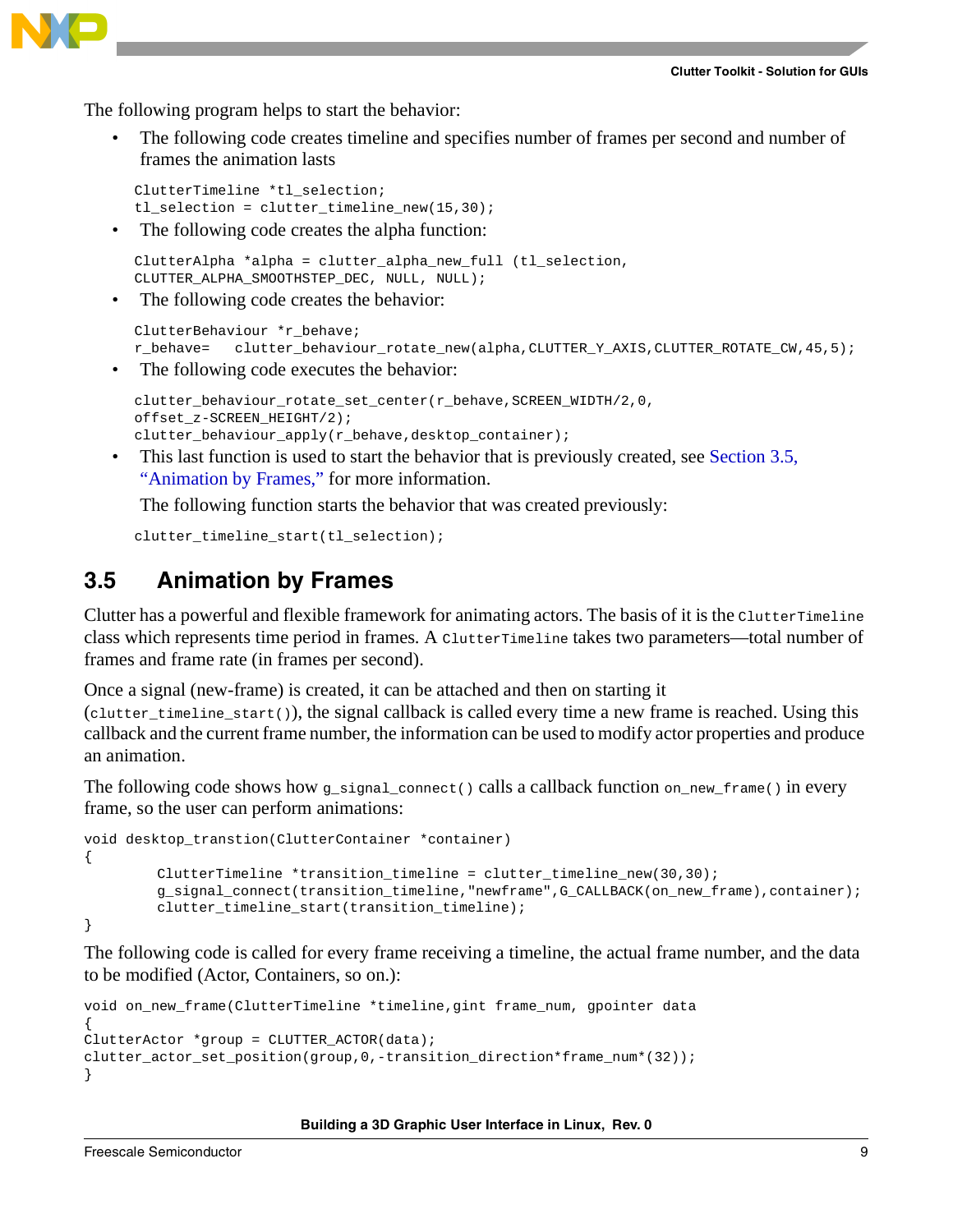The following program helps to start the behavior:

- The following code creates timeline and specifies number of frames per second and number of frames the animation lasts

```
ClutterTimeline *tl_selection;
tl_selection = clutter_timeline_new(15,30);
```

- The following code creates the alpha function:

```
ClutterAlpha *alpha = clutter_alpha_new_full (tl_selection,
CLUTTER_ALPHA_SMOOTHSTEP_DEC, NULL, NULL);
```

- The following code creates the behavior:

```
ClutterBehaviour *r_behave;
r_behave=   clutter_behaviour_rotate_new(alpha,CLUTTER_Y_AXIS,CLUTTER_ROTATE_CW,45,5);
```

- The following code executes the behavior:

```
clutter_behaviour_rotate_set_center(r_behave,SCREEN_WIDTH/2,0,
offset_z-SCREEN_HEIGHT/2);
clutter_behaviour_apply(r_behave,desktop_container);
```

- This last function is used to start the behavior that is previously created, see Section 3.5, "Animation by Frames," for more information.

  The following function starts the behavior that was created previously:

```
clutter_timeline_start(tl_selection);
```

## 3.5 Animation by Frames

Clutter has a powerful and flexible framework for animating actors. The basis of it is the `ClutterTimeline` class which represents time period in frames. A `ClutterTimeline` takes two parameters—total number of frames and frame rate (in frames per second).

Once a signal (new-frame) is created, it can be attached and then on starting it (`clutter_timeline_start()`), the signal callback is called every time a new frame is reached. Using this callback and the current frame number, the information can be used to modify actor properties and produce an animation.

The following code shows how `g_signal_connect()` calls a callback function `on_new_frame()` in every frame, so the user can perform animations:

```
void desktop_transtion(ClutterContainer *container)
{
        ClutterTimeline *transition_timeline = clutter_timeline_new(30,30);
        g_signal_connect(transition_timeline,"newframe",G_CALLBACK(on_new_frame),container);
        clutter_timeline_start(transition_timeline);
}
```

The following code is called for every frame receiving a timeline, the actual frame number, and the data to be modified (Actor, Containers, so on.):

```
void on_new_frame(ClutterTimeline *timeline,gint frame_num, gpointer data
{
ClutterActor *group = CLUTTER_ACTOR(data);
clutter_actor_set_position(group,0,-transition_direction*frame_num*(32));
}
```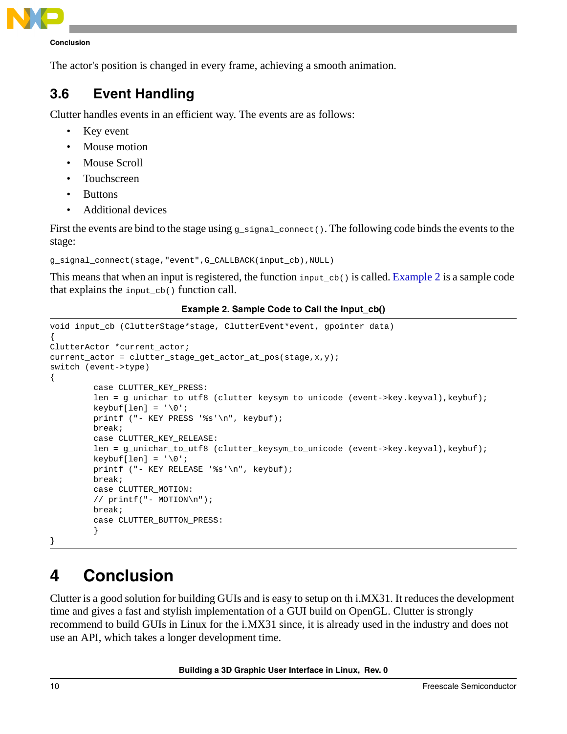The actor's position is changed in every frame, achieving a smooth animation.

## 3.6 Event Handling

Clutter handles events in an efficient way. The events are as follows:

- Key event
- Mouse motion
- Mouse Scroll
- Touchscreen
- Buttons
- Additional devices

First the events are bind to the stage using `g_signal_connect()`. The following code binds the events to the stage:

```
g_signal_connect(stage,"event",G_CALLBACK(input_cb),NULL)
```

This means that when an input is registered, the function `input_cb()` is called. Example 2 is a sample code that explains the `input_cb()` function call.

**Example 2. Sample Code to Call the input_cb()**

```
void input_cb (ClutterStage*stage, ClutterEvent*event, gpointer data)
{
ClutterActor *current_actor;
current_actor = clutter_stage_get_actor_at_pos(stage,x,y);
switch (event->type)
{
        case CLUTTER_KEY_PRESS:
        len = g_unichar_to_utf8 (clutter_keysym_to_unicode (event->key.keyval),keybuf);
        keybuf[len] = '\0';
        printf ("- KEY PRESS '%s'\n", keybuf);
        break;
        case CLUTTER_KEY_RELEASE:
        len = g_unichar_to_utf8 (clutter_keysym_to_unicode (event->key.keyval),keybuf);
        keybuf[len] = '\0';
        printf ("- KEY RELEASE '%s'\n", keybuf);
        break;
        case CLUTTER_MOTION:
        // printf("- MOTION\n");
        break;
        case CLUTTER_BUTTON_PRESS:
        }
}
```

# 4 Conclusion

Clutter is a good solution for building GUIs and is easy to setup on th i.MX31. It reduces the development time and gives a fast and stylish implementation of a GUI build on OpenGL. Clutter is strongly recommend to build GUIs in Linux for the i.MX31 since, it is already used in the industry and does not use an API, which takes a longer development time.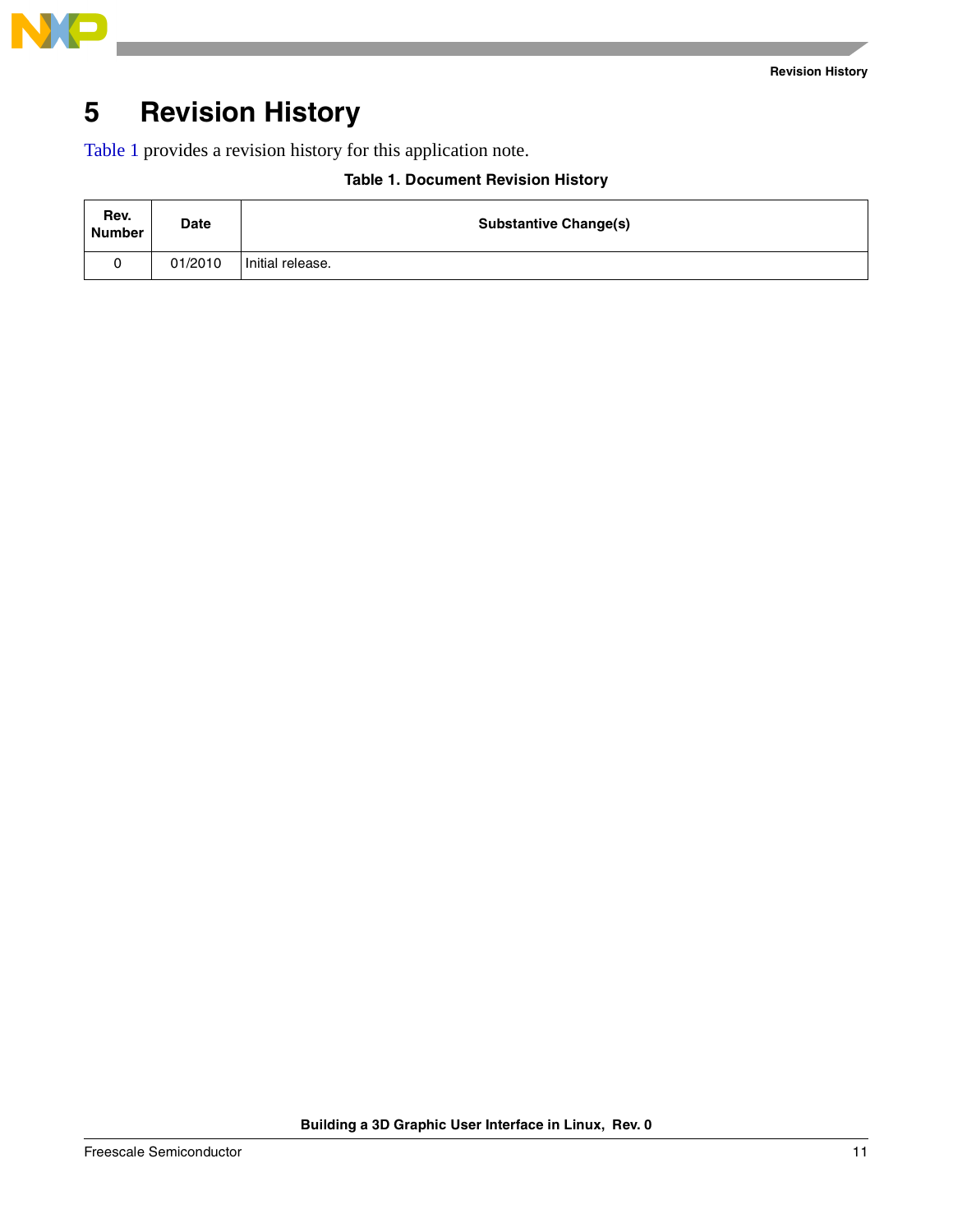# 5 Revision History

Table 1 provides a revision history for this application note.

**Table 1. Document Revision History**

| Rev. Number | Date | Substantive Change(s) |
| --- | --- | --- |
| 0 | 01/2010 | Initial release. |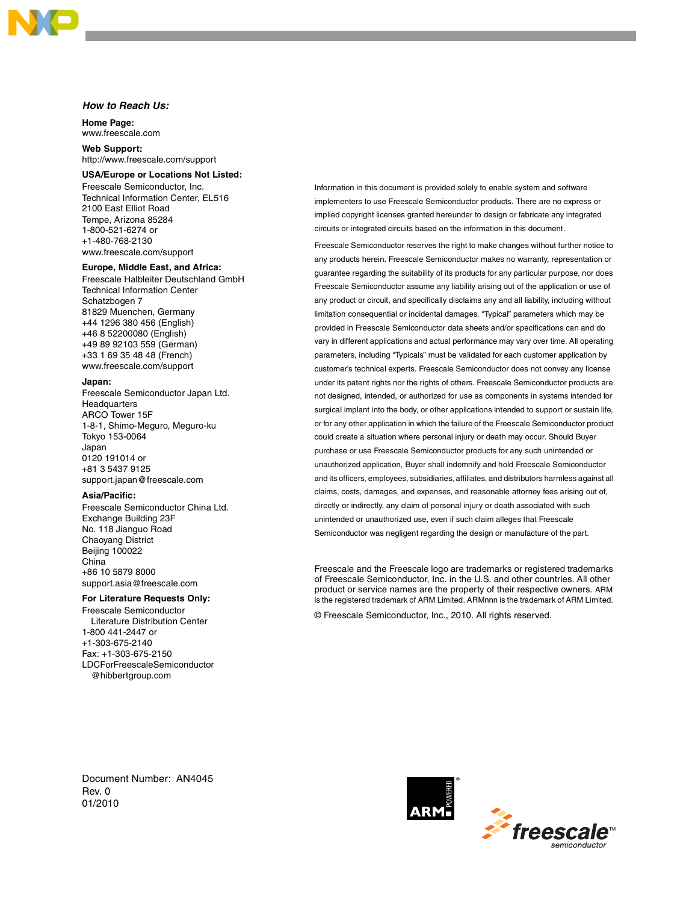*How to Reach Us:*

**Home Page:**
www.freescale.com

**Web Support:**
http://www.freescale.com/support

**USA/Europe or Locations Not Listed:**
Freescale Semiconductor, Inc.
Technical Information Center, EL516
2100 East Elliot Road
Tempe, Arizona 85284
1-800-521-6274 or
+1-480-768-2130
www.freescale.com/support

**Europe, Middle East, and Africa:**
Freescale Halbleiter Deutschland GmbH
Technical Information Center
Schatzbogen 7
81829 Muenchen, Germany
+44 1296 380 456 (English)
+46 8 52200080 (English)
+49 89 92103 559 (German)
+33 1 69 35 48 48 (French)
www.freescale.com/support

**Japan:**
Freescale Semiconductor Japan Ltd.
Headquarters
ARCO Tower 15F
1-8-1, Shimo-Meguro, Meguro-ku
Tokyo 153-0064
Japan
0120 191014 or
+81 3 5437 9125
support.japan@freescale.com

**Asia/Pacific:**
Freescale Semiconductor China Ltd.
Exchange Building 23F
No. 118 Jianguo Road
Chaoyang District
Beijing 100022
China
+86 10 5879 8000
support.asia@freescale.com

**For Literature Requests Only:**
Freescale Semiconductor
Literature Distribution Center
1-800 441-2447 or
+1-303-675-2140
Fax: +1-303-675-2150
LDCForFreescaleSemiconductor
@hibbertgroup.com

Information in this document is provided solely to enable system and software implementers to use Freescale Semiconductor products. There are no express or implied copyright licenses granted hereunder to design or fabricate any integrated circuits or integrated circuits based on the information in this document.

Freescale Semiconductor reserves the right to make changes without further notice to any products herein. Freescale Semiconductor makes no warranty, representation or guarantee regarding the suitability of its products for any particular purpose, nor does Freescale Semiconductor assume any liability arising out of the application or use of any product or circuit, and specifically disclaims any and all liability, including without limitation consequential or incidental damages. "Typical" parameters which may be provided in Freescale Semiconductor data sheets and/or specifications can and do vary in different applications and actual performance may vary over time. All operating parameters, including "Typicals" must be validated for each customer application by customer's technical experts. Freescale Semiconductor does not convey any license under its patent rights nor the rights of others. Freescale Semiconductor products are not designed, intended, or authorized for use as components in systems intended for surgical implant into the body, or other applications intended to support or sustain life, or for any other application in which the failure of the Freescale Semiconductor product could create a situation where personal injury or death may occur. Should Buyer purchase or use Freescale Semiconductor products for any such unintended or unauthorized application, Buyer shall indemnify and hold Freescale Semiconductor and its officers, employees, subsidiaries, affiliates, and distributors harmless against all claims, costs, damages, and expenses, and reasonable attorney fees arising out of, directly or indirectly, any claim of personal injury or death associated with such unintended or unauthorized use, even if such claim alleges that Freescale Semiconductor was negligent regarding the design or manufacture of the part.

Freescale and the Freescale logo are trademarks or registered trademarks of Freescale Semiconductor, Inc. in the U.S. and other countries. All other product or service names are the property of their respective owners. ARM is the registered trademark of ARM Limited. ARMnnn is the trademark of ARM Limited.

© Freescale Semiconductor, Inc., 2010. All rights reserved.

Document Number: AN4045
Rev. 0
01/2010